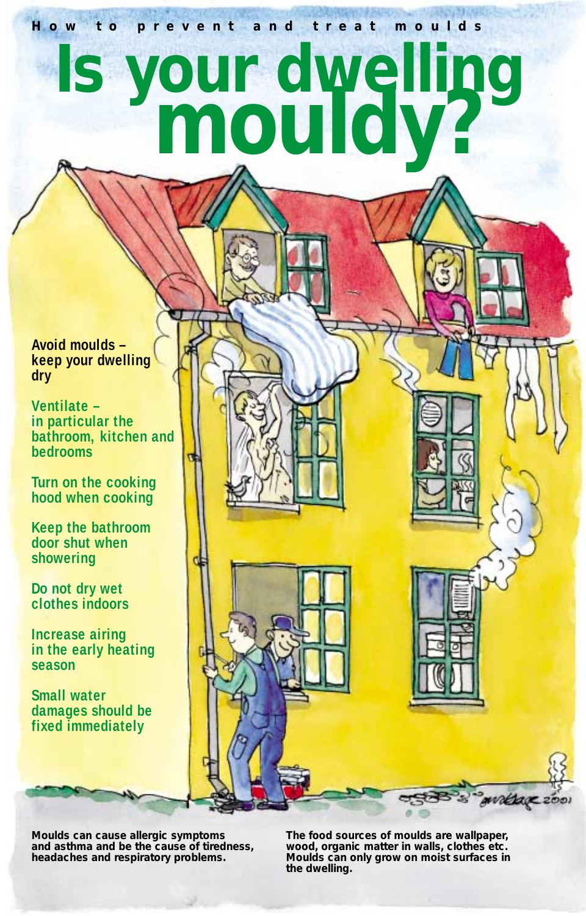How to prevent and treat moulds

# Is your dwelling mouldy?

**Avoid moulds – keep your dwelling dry**

**Ventilate – in particular the bathroom, kitchen and bedrooms**

**Turn on the cooking hood when cooking**

**Keep the bathroom door shut when showering**

**Do not dry wet clothes indoors**

**Increase airing in the early heating season**

**Small water damages should be fixed immediately**

**Moulds can cause allergic symptoms and asthma and be the cause of tiredness, headaches and respiratory problems.**

**The food sources of moulds are wallpaper, wood, organic matter in walls, clothes etc. Moulds can only grow on moist surfaces in the dwelling.**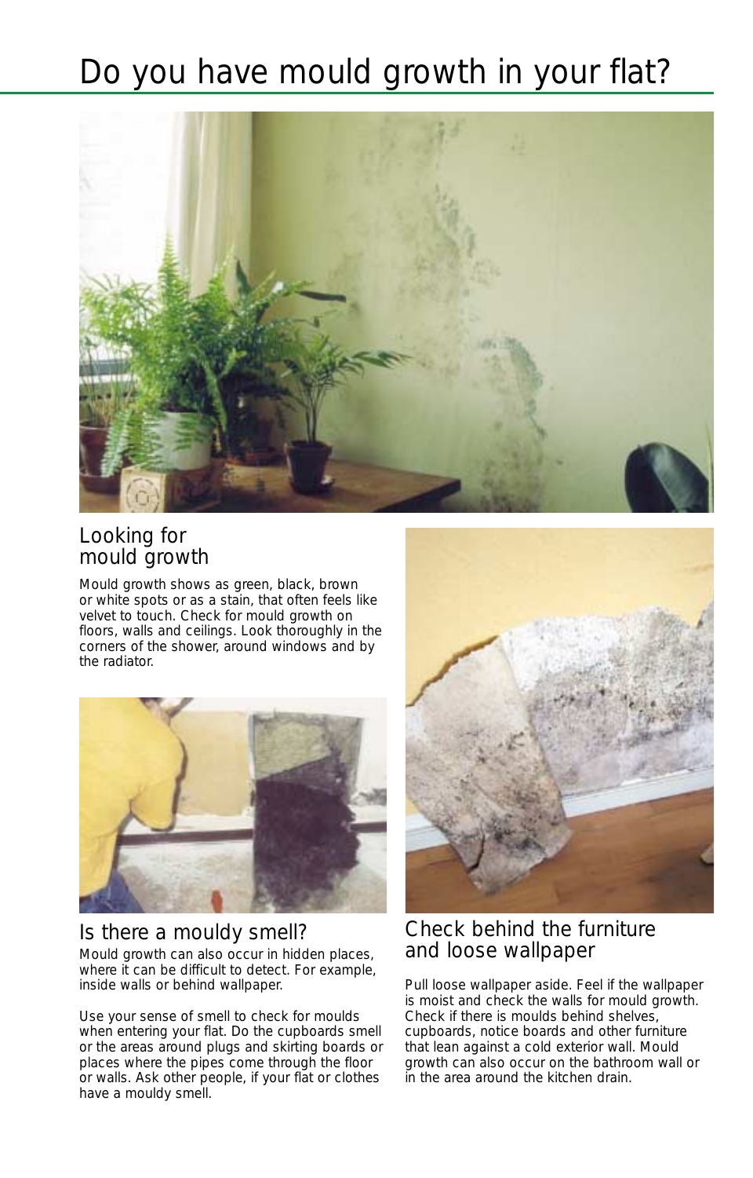# Do you have mould growth in your flat?

## Looking for mould growth

Mould growth shows as green, black, brown or white spots or as a stain, that often feels like velvet to touch. Check for mould growth on floors, walls and ceilings. Look thoroughly in the corners of the shower, around windows and by the radiator.

## Is there a mouldy smell?

Mould growth can also occur in hidden places, where it can be difficult to detect. For example, inside walls or behind wallpaper.

Use your sense of smell to check for moulds when entering your flat. Do the cupboards smell or the areas around plugs and skirting boards or places where the pipes come through the floor or walls. Ask other people, if your flat or clothes have a mouldy smell.

## Check behind the furniture and loose wallpaper

Pull loose wallpaper aside. Feel if the wallpaper is moist and check the walls for mould growth. Check if there is moulds behind shelves, cupboards, notice boards and other furniture that lean against a cold exterior wall. Mould growth can also occur on the bathroom wall or in the area around the kitchen drain.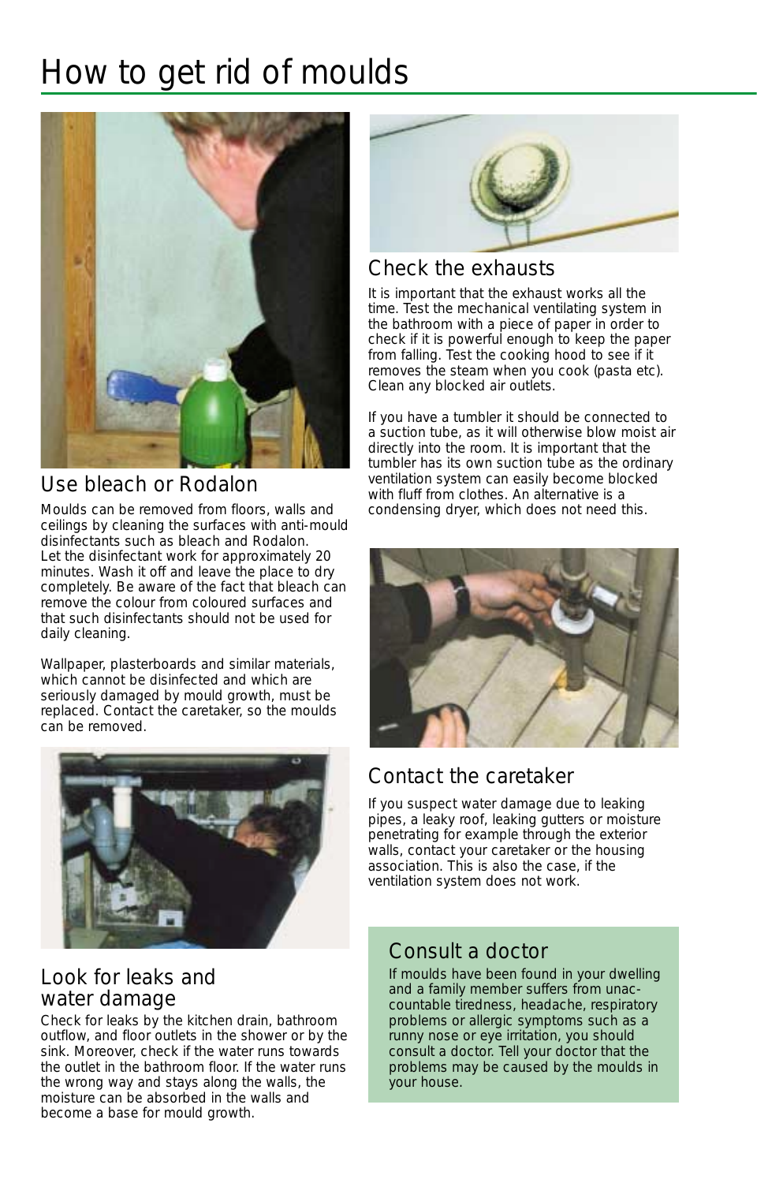# How to get rid of moulds

## Use bleach or Rodalon

Moulds can be removed from floors, walls and ceilings by cleaning the surfaces with anti-mould disinfectants such as bleach and Rodalon. Let the disinfectant work for approximately 20 minutes. Wash it off and leave the place to dry completely. Be aware of the fact that bleach can remove the colour from coloured surfaces and that such disinfectants should not be used for daily cleaning.

Wallpaper, plasterboards and similar materials, which cannot be disinfected and which are seriously damaged by mould growth, must be replaced. Contact the caretaker, so the moulds can be removed.

## Look for leaks and water damage

Check for leaks by the kitchen drain, bathroom outflow, and floor outlets in the shower or by the sink. Moreover, check if the water runs towards the outlet in the bathroom floor. If the water runs the wrong way and stays along the walls, the moisture can be absorbed in the walls and become a base for mould growth.

## Check the exhausts

It is important that the exhaust works all the time. Test the mechanical ventilating system in the bathroom with a piece of paper in order to check if it is powerful enough to keep the paper from falling. Test the cooking hood to see if it removes the steam when you cook (pasta etc). Clean any blocked air outlets.

If you have a tumbler it should be connected to a suction tube, as it will otherwise blow moist air directly into the room. It is important that the tumbler has its own suction tube as the ordinary ventilation system can easily become blocked with fluff from clothes. An alternative is a condensing dryer, which does not need this.

## Contact the caretaker

If you suspect water damage due to leaking pipes, a leaky roof, leaking gutters or moisture penetrating for example through the exterior walls, contact your caretaker or the housing association. This is also the case, if the ventilation system does not work.

## Consult a doctor

If moulds have been found in your dwelling and a family member suffers from unaccountable tiredness, headache, respiratory problems or allergic symptoms such as a runny nose or eye irritation, you should consult a doctor. Tell your doctor that the problems may be caused by the moulds in your house.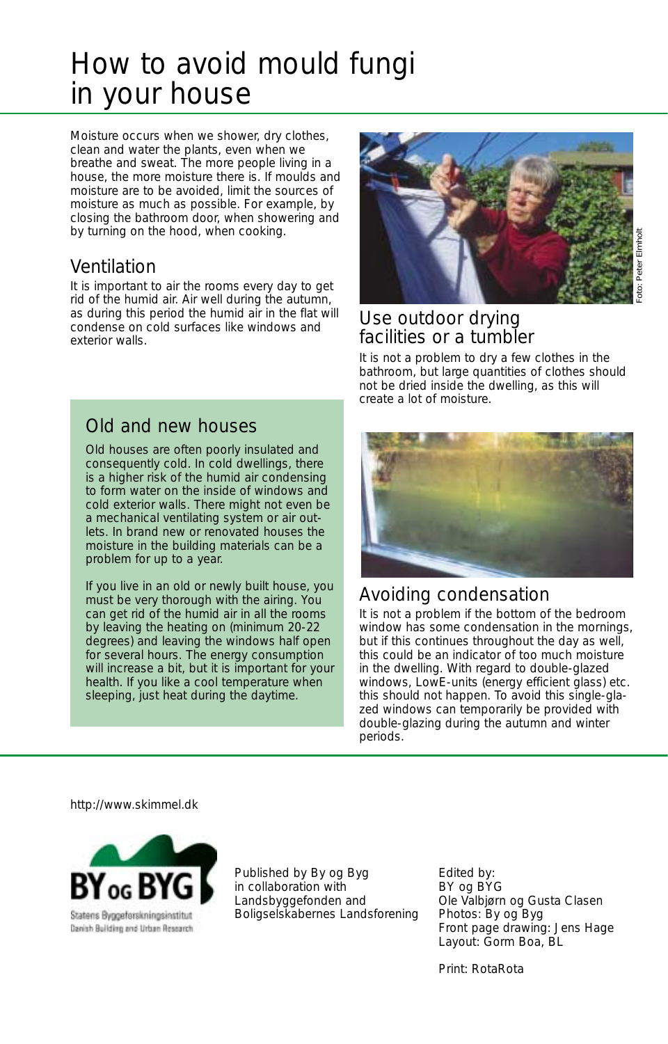# How to avoid mould fungi in your house

Moisture occurs when we shower, dry clothes, clean and water the plants, even when we breathe and sweat. The more people living in a house, the more moisture there is. If moulds and moisture are to be avoided, limit the sources of moisture as much as possible. For example, by closing the bathroom door, when showering and by turning on the hood, when cooking.

## Ventilation

It is important to air the rooms every day to get rid of the humid air. Air well during the autumn, as during this period the humid air in the flat will condense on cold surfaces like windows and exterior walls.

## Old and new houses

Old houses are often poorly insulated and consequently cold. In cold dwellings, there is a higher risk of the humid air condensing to form water on the inside of windows and cold exterior walls. There might not even be a mechanical ventilating system or air outlets. In brand new or renovated houses the moisture in the building materials can be a problem for up to a year.

If you live in an old or newly built house, you must be very thorough with the airing. You can get rid of the humid air in all the rooms by leaving the heating on (minimum 20-22 degrees) and leaving the windows half open for several hours. The energy consumption will increase a bit, but it is important for your health. If you like a cool temperature when sleeping, just heat during the daytime.

Foto: Peter Elmholt

## Use outdoor drying facilities or a tumbler

It is not a problem to dry a few clothes in the bathroom, but large quantities of clothes should not be dried inside the dwelling, as this will create a lot of moisture.

## Avoiding condensation

It is not a problem if the bottom of the bedroom window has some condensation in the mornings, but if this continues throughout the day as well, this could be an indicator of too much moisture in the dwelling. With regard to double-glazed windows, LowE-units (energy efficient glass) etc. this should not happen. To avoid this single-glazed windows can temporarily be provided with double-glazing during the autumn and winter periods.

http://www.skimmel.dk

BY OG BYG
Statens Byggeforskningsinstitut
Danish Building and Urban Research

Published by By og Byg
in collaboration with
Landsbyggefonden and
Boligselskabernes Landsforening

Edited by:
BY og BYG
Ole Valbjørn og Gusta Clasen
Photos: By og Byg
Front page drawing: Jens Hage
Layout: Gorm Boa, BL

Print: RotaRota